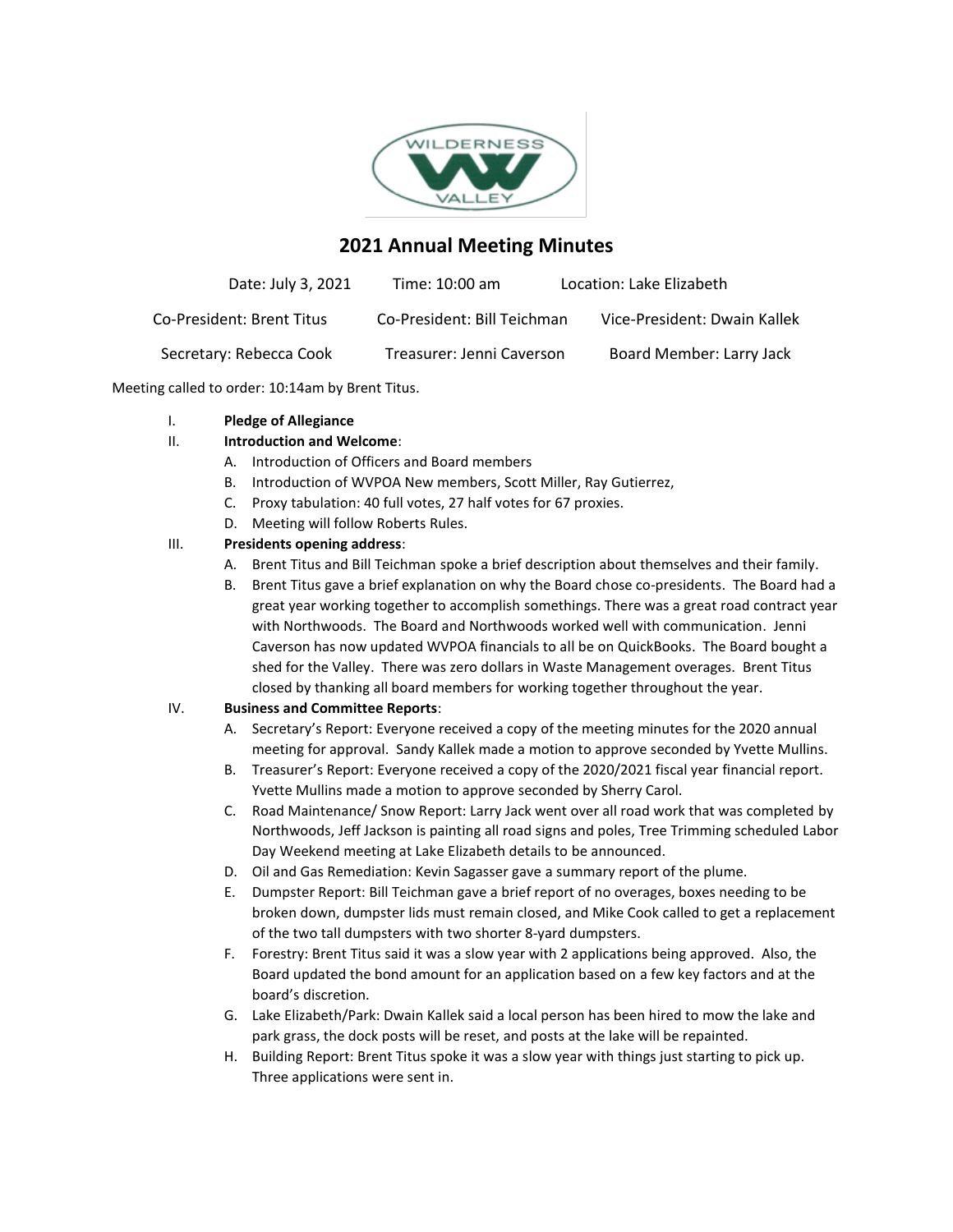# 2021 Annual Meeting Minutes

| Date: July 3, 2021 | Time: 10:00 am | Location: Lake Elizabeth |
|---|---|---|
| Co-President: Brent Titus | Co-President: Bill Teichman | Vice-President: Dwain Kallek |
| Secretary: Rebecca Cook | Treasurer: Jenni Caverson | Board Member: Larry Jack |

Meeting called to order: 10:14am by Brent Titus.

I. **Pledge of Allegiance**

II. **Introduction and Welcome**:
   A. Introduction of Officers and Board members
   B. Introduction of WVPOA New members, Scott Miller, Ray Gutierrez,
   C. Proxy tabulation: 40 full votes, 27 half votes for 67 proxies.
   D. Meeting will follow Roberts Rules.

III. **Presidents opening address**:
   A. Brent Titus and Bill Teichman spoke a brief description about themselves and their family.
   B. Brent Titus gave a brief explanation on why the Board chose co-presidents. The Board had a great year working together to accomplish somethings. There was a great road contract year with Northwoods. The Board and Northwoods worked well with communication. Jenni Caverson has now updated WVPOA financials to all be on QuickBooks. The Board bought a shed for the Valley. There was zero dollars in Waste Management overages. Brent Titus closed by thanking all board members for working together throughout the year.

IV. **Business and Committee Reports**:
   A. Secretary's Report: Everyone received a copy of the meeting minutes for the 2020 annual meeting for approval. Sandy Kallek made a motion to approve seconded by Yvette Mullins.
   B. Treasurer's Report: Everyone received a copy of the 2020/2021 fiscal year financial report. Yvette Mullins made a motion to approve seconded by Sherry Carol.
   C. Road Maintenance/ Snow Report: Larry Jack went over all road work that was completed by Northwoods, Jeff Jackson is painting all road signs and poles, Tree Trimming scheduled Labor Day Weekend meeting at Lake Elizabeth details to be announced.
   D. Oil and Gas Remediation: Kevin Sagasser gave a summary report of the plume.
   E. Dumpster Report: Bill Teichman gave a brief report of no overages, boxes needing to be broken down, dumpster lids must remain closed, and Mike Cook called to get a replacement of the two tall dumpsters with two shorter 8-yard dumpsters.
   F. Forestry: Brent Titus said it was a slow year with 2 applications being approved. Also, the Board updated the bond amount for an application based on a few key factors and at the board's discretion.
   G. Lake Elizabeth/Park: Dwain Kallek said a local person has been hired to mow the lake and park grass, the dock posts will be reset, and posts at the lake will be repainted.
   H. Building Report: Brent Titus spoke it was a slow year with things just starting to pick up. Three applications were sent in.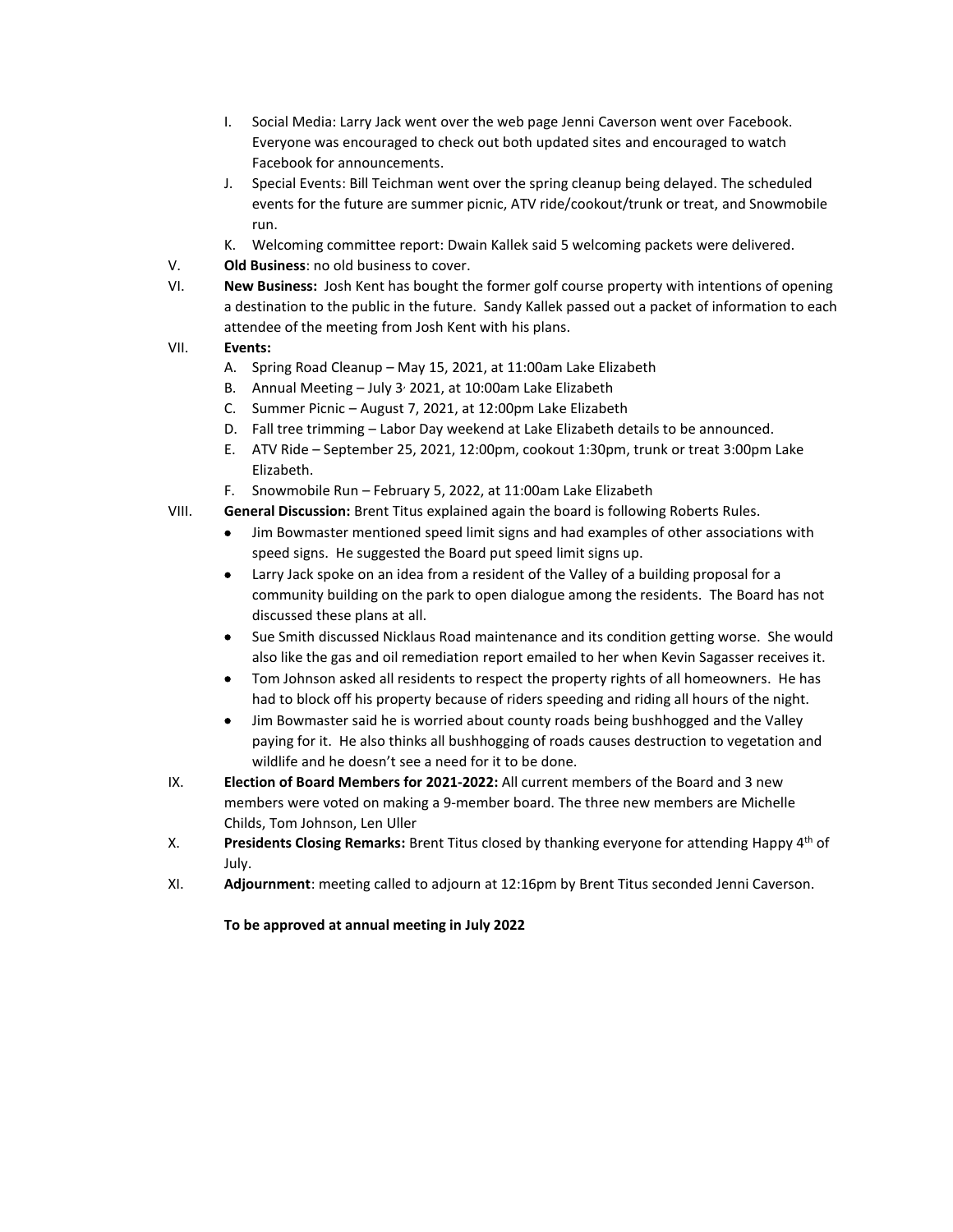I. Social Media: Larry Jack went over the web page Jenni Caverson went over Facebook. Everyone was encouraged to check out both updated sites and encouraged to watch Facebook for announcements.

J. Special Events: Bill Teichman went over the spring cleanup being delayed. The scheduled events for the future are summer picnic, ATV ride/cookout/trunk or treat, and Snowmobile run.

K. Welcoming committee report: Dwain Kallek said 5 welcoming packets were delivered.

V. **Old Business**: no old business to cover.

VI. **New Business:** Josh Kent has bought the former golf course property with intentions of opening a destination to the public in the future. Sandy Kallek passed out a packet of information to each attendee of the meeting from Josh Kent with his plans.

VII. **Events:**

A. Spring Road Cleanup – May 15, 2021, at 11:00am Lake Elizabeth

B. Annual Meeting – July 3, 2021, at 10:00am Lake Elizabeth

C. Summer Picnic – August 7, 2021, at 12:00pm Lake Elizabeth

D. Fall tree trimming – Labor Day weekend at Lake Elizabeth details to be announced.

E. ATV Ride – September 25, 2021, 12:00pm, cookout 1:30pm, trunk or treat 3:00pm Lake Elizabeth.

F. Snowmobile Run – February 5, 2022, at 11:00am Lake Elizabeth

VIII. **General Discussion:** Brent Titus explained again the board is following Roberts Rules.

- Jim Bowmaster mentioned speed limit signs and had examples of other associations with speed signs. He suggested the Board put speed limit signs up.
- Larry Jack spoke on an idea from a resident of the Valley of a building proposal for a community building on the park to open dialogue among the residents. The Board has not discussed these plans at all.
- Sue Smith discussed Nicklaus Road maintenance and its condition getting worse. She would also like the gas and oil remediation report emailed to her when Kevin Sagasser receives it.
- Tom Johnson asked all residents to respect the property rights of all homeowners. He has had to block off his property because of riders speeding and riding all hours of the night.
- Jim Bowmaster said he is worried about county roads being bushhogged and the Valley paying for it. He also thinks all bushhogging of roads causes destruction to vegetation and wildlife and he doesn't see a need for it to be done.

IX. **Election of Board Members for 2021-2022:** All current members of the Board and 3 new members were voted on making a 9-member board. The three new members are Michelle Childs, Tom Johnson, Len Uller

X. **Presidents Closing Remarks:** Brent Titus closed by thanking everyone for attending Happy 4th of July.

XI. **Adjournment**: meeting called to adjourn at 12:16pm by Brent Titus seconded Jenni Caverson.

**To be approved at annual meeting in July 2022**